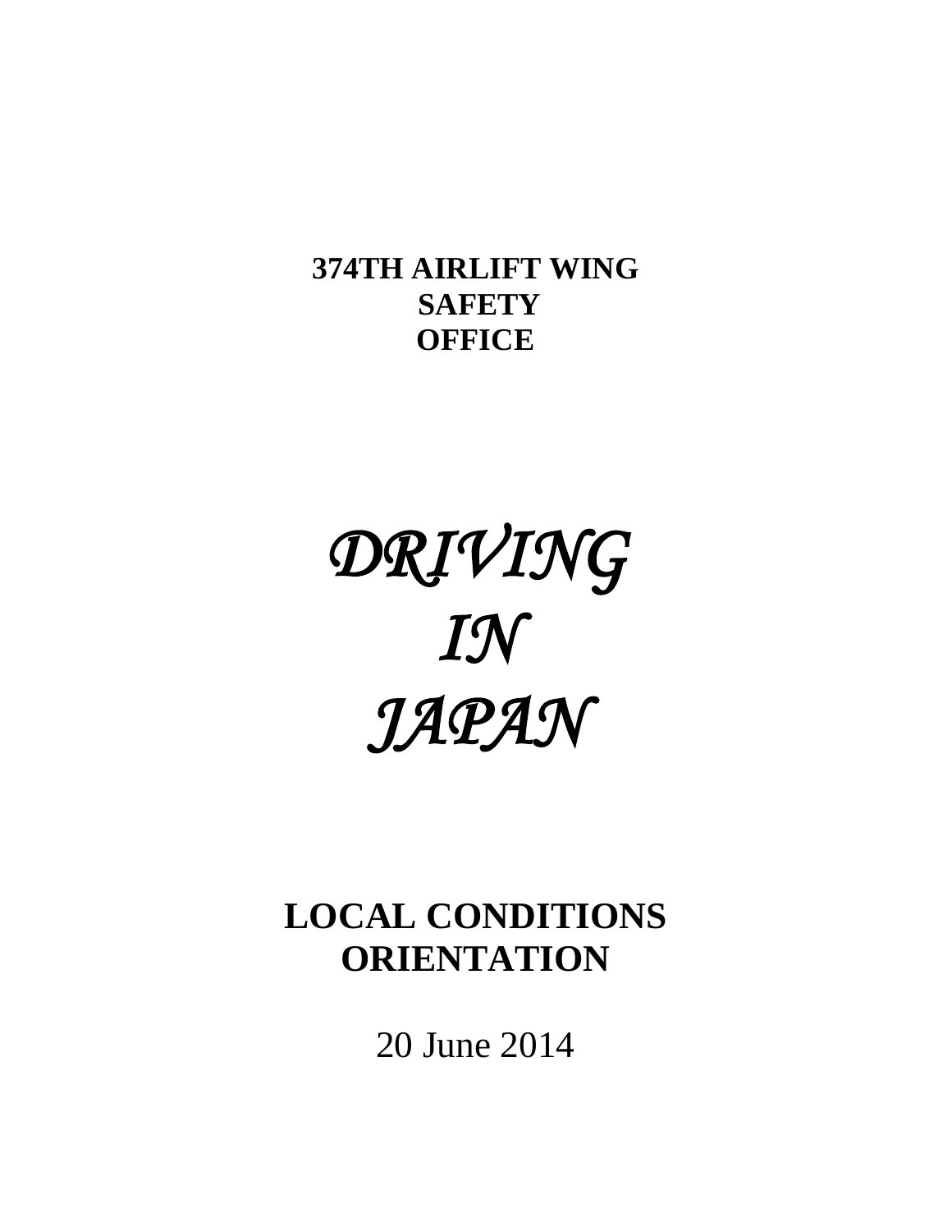**374TH AIRLIFT WING SAFETY OFFICE**

# *DRIVING IN JAPAN*

## LOCAL CONDITIONS ORIENTATION

20 June 2014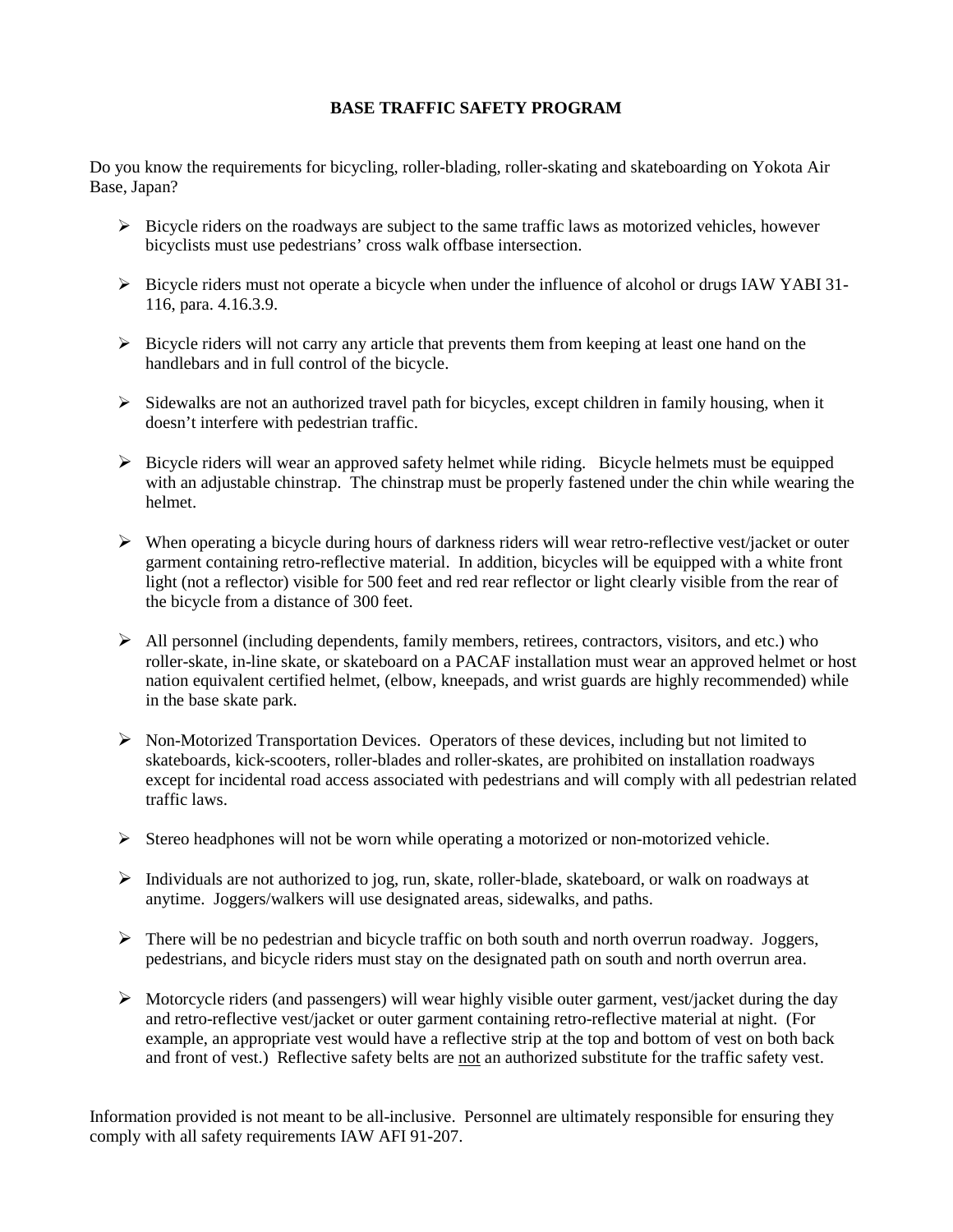# BASE TRAFFIC SAFETY PROGRAM

Do you know the requirements for bicycling, roller-blading, roller-skating and skateboarding on Yokota Air Base, Japan?

- Bicycle riders on the roadways are subject to the same traffic laws as motorized vehicles, however bicyclists must use pedestrians' cross walk offbase intersection.
- Bicycle riders must not operate a bicycle when under the influence of alcohol or drugs IAW YABI 31-116, para. 4.16.3.9.
- Bicycle riders will not carry any article that prevents them from keeping at least one hand on the handlebars and in full control of the bicycle.
- Sidewalks are not an authorized travel path for bicycles, except children in family housing, when it doesn't interfere with pedestrian traffic.
- Bicycle riders will wear an approved safety helmet while riding. Bicycle helmets must be equipped with an adjustable chinstrap. The chinstrap must be properly fastened under the chin while wearing the helmet.
- When operating a bicycle during hours of darkness riders will wear retro-reflective vest/jacket or outer garment containing retro-reflective material. In addition, bicycles will be equipped with a white front light (not a reflector) visible for 500 feet and red rear reflector or light clearly visible from the rear of the bicycle from a distance of 300 feet.
- All personnel (including dependents, family members, retirees, contractors, visitors, and etc.) who roller-skate, in-line skate, or skateboard on a PACAF installation must wear an approved helmet or host nation equivalent certified helmet, (elbow, kneepads, and wrist guards are highly recommended) while in the base skate park.
- Non-Motorized Transportation Devices. Operators of these devices, including but not limited to skateboards, kick-scooters, roller-blades and roller-skates, are prohibited on installation roadways except for incidental road access associated with pedestrians and will comply with all pedestrian related traffic laws.
- Stereo headphones will not be worn while operating a motorized or non-motorized vehicle.
- Individuals are not authorized to jog, run, skate, roller-blade, skateboard, or walk on roadways at anytime. Joggers/walkers will use designated areas, sidewalks, and paths.
- There will be no pedestrian and bicycle traffic on both south and north overrun roadway. Joggers, pedestrians, and bicycle riders must stay on the designated path on south and north overrun area.
- Motorcycle riders (and passengers) will wear highly visible outer garment, vest/jacket during the day and retro-reflective vest/jacket or outer garment containing retro-reflective material at night. (For example, an appropriate vest would have a reflective strip at the top and bottom of vest on both back and front of vest.) Reflective safety belts are <u>not</u> an authorized substitute for the traffic safety vest.

Information provided is not meant to be all-inclusive. Personnel are ultimately responsible for ensuring they comply with all safety requirements IAW AFI 91-207.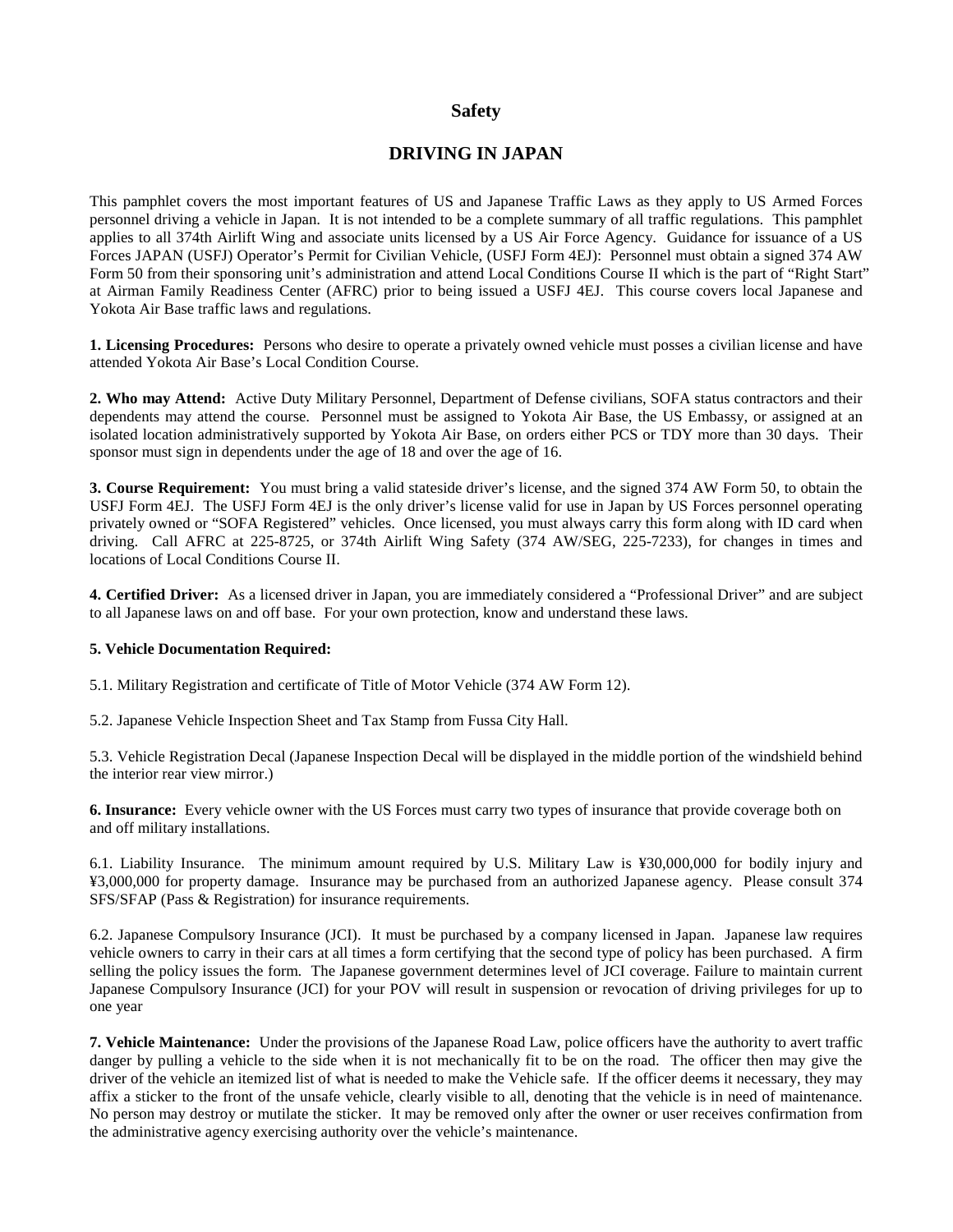## Safety

# DRIVING IN JAPAN

This pamphlet covers the most important features of US and Japanese Traffic Laws as they apply to US Armed Forces personnel driving a vehicle in Japan. It is not intended to be a complete summary of all traffic regulations. This pamphlet applies to all 374th Airlift Wing and associate units licensed by a US Air Force Agency. Guidance for issuance of a US Forces JAPAN (USFJ) Operator's Permit for Civilian Vehicle, (USFJ Form 4EJ): Personnel must obtain a signed 374 AW Form 50 from their sponsoring unit's administration and attend Local Conditions Course II which is the part of "Right Start" at Airman Family Readiness Center (AFRC) prior to being issued a USFJ 4EJ. This course covers local Japanese and Yokota Air Base traffic laws and regulations.

**1. Licensing Procedures:** Persons who desire to operate a privately owned vehicle must posses a civilian license and have attended Yokota Air Base's Local Condition Course.

**2. Who may Attend:** Active Duty Military Personnel, Department of Defense civilians, SOFA status contractors and their dependents may attend the course. Personnel must be assigned to Yokota Air Base, the US Embassy, or assigned at an isolated location administratively supported by Yokota Air Base, on orders either PCS or TDY more than 30 days. Their sponsor must sign in dependents under the age of 18 and over the age of 16.

**3. Course Requirement:** You must bring a valid stateside driver's license, and the signed 374 AW Form 50, to obtain the USFJ Form 4EJ. The USFJ Form 4EJ is the only driver's license valid for use in Japan by US Forces personnel operating privately owned or "SOFA Registered" vehicles. Once licensed, you must always carry this form along with ID card when driving. Call AFRC at 225-8725, or 374th Airlift Wing Safety (374 AW/SEG, 225-7233), for changes in times and locations of Local Conditions Course II.

**4. Certified Driver:** As a licensed driver in Japan, you are immediately considered a "Professional Driver" and are subject to all Japanese laws on and off base. For your own protection, know and understand these laws.

**5. Vehicle Documentation Required:**

5.1. Military Registration and certificate of Title of Motor Vehicle (374 AW Form 12).

5.2. Japanese Vehicle Inspection Sheet and Tax Stamp from Fussa City Hall.

5.3. Vehicle Registration Decal (Japanese Inspection Decal will be displayed in the middle portion of the windshield behind the interior rear view mirror.)

**6. Insurance:** Every vehicle owner with the US Forces must carry two types of insurance that provide coverage both on and off military installations.

6.1. Liability Insurance. The minimum amount required by U.S. Military Law is ¥30,000,000 for bodily injury and ¥3,000,000 for property damage. Insurance may be purchased from an authorized Japanese agency. Please consult 374 SFS/SFAP (Pass & Registration) for insurance requirements.

6.2. Japanese Compulsory Insurance (JCI). It must be purchased by a company licensed in Japan. Japanese law requires vehicle owners to carry in their cars at all times a form certifying that the second type of policy has been purchased. A firm selling the policy issues the form. The Japanese government determines level of JCI coverage. Failure to maintain current Japanese Compulsory Insurance (JCI) for your POV will result in suspension or revocation of driving privileges for up to one year

**7. Vehicle Maintenance:** Under the provisions of the Japanese Road Law, police officers have the authority to avert traffic danger by pulling a vehicle to the side when it is not mechanically fit to be on the road. The officer then may give the driver of the vehicle an itemized list of what is needed to make the Vehicle safe. If the officer deems it necessary, they may affix a sticker to the front of the unsafe vehicle, clearly visible to all, denoting that the vehicle is in need of maintenance. No person may destroy or mutilate the sticker. It may be removed only after the owner or user receives confirmation from the administrative agency exercising authority over the vehicle's maintenance.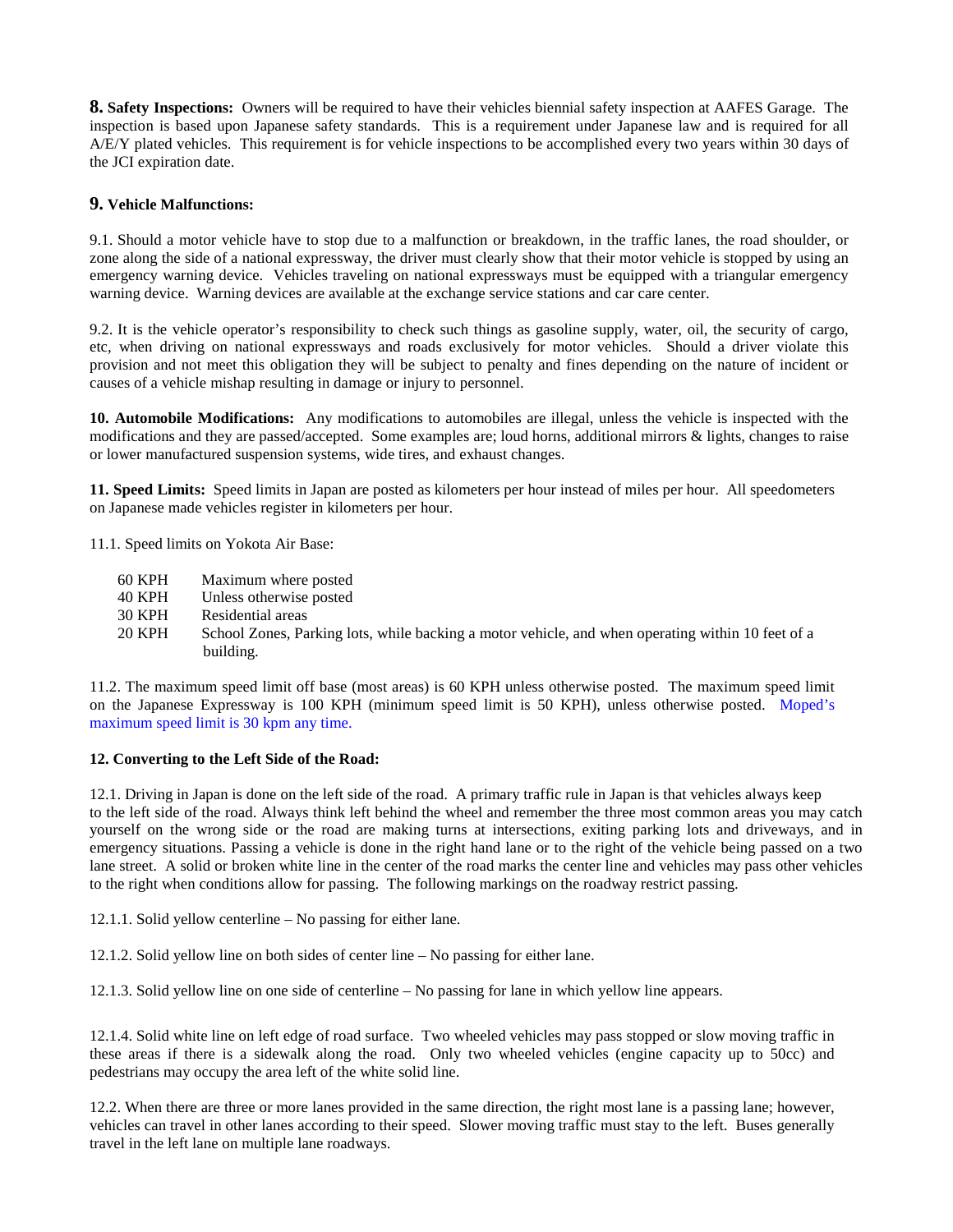**8. Safety Inspections:** Owners will be required to have their vehicles biennial safety inspection at AAFES Garage. The inspection is based upon Japanese safety standards. This is a requirement under Japanese law and is required for all A/E/Y plated vehicles. This requirement is for vehicle inspections to be accomplished every two years within 30 days of the JCI expiration date.

**9. Vehicle Malfunctions:**

9.1. Should a motor vehicle have to stop due to a malfunction or breakdown, in the traffic lanes, the road shoulder, or zone along the side of a national expressway, the driver must clearly show that their motor vehicle is stopped by using an emergency warning device. Vehicles traveling on national expressways must be equipped with a triangular emergency warning device. Warning devices are available at the exchange service stations and car care center.

9.2. It is the vehicle operator's responsibility to check such things as gasoline supply, water, oil, the security of cargo, etc, when driving on national expressways and roads exclusively for motor vehicles. Should a driver violate this provision and not meet this obligation they will be subject to penalty and fines depending on the nature of incident or causes of a vehicle mishap resulting in damage or injury to personnel.

**10. Automobile Modifications:** Any modifications to automobiles are illegal, unless the vehicle is inspected with the modifications and they are passed/accepted. Some examples are; loud horns, additional mirrors & lights, changes to raise or lower manufactured suspension systems, wide tires, and exhaust changes.

**11. Speed Limits:** Speed limits in Japan are posted as kilometers per hour instead of miles per hour. All speedometers on Japanese made vehicles register in kilometers per hour.

11.1. Speed limits on Yokota Air Base:

| | |
|---|---|
| 60 KPH | Maximum where posted |
| 40 KPH | Unless otherwise posted |
| 30 KPH | Residential areas |
| 20 KPH | School Zones, Parking lots, while backing a motor vehicle, and when operating within 10 feet of a building. |

11.2. The maximum speed limit off base (most areas) is 60 KPH unless otherwise posted. The maximum speed limit on the Japanese Expressway is 100 KPH (minimum speed limit is 50 KPH), unless otherwise posted. Moped's maximum speed limit is 30 kpm any time.

**12. Converting to the Left Side of the Road:**

12.1. Driving in Japan is done on the left side of the road. A primary traffic rule in Japan is that vehicles always keep to the left side of the road. Always think left behind the wheel and remember the three most common areas you may catch yourself on the wrong side or the road are making turns at intersections, exiting parking lots and driveways, and in emergency situations. Passing a vehicle is done in the right hand lane or to the right of the vehicle being passed on a two lane street. A solid or broken white line in the center of the road marks the center line and vehicles may pass other vehicles to the right when conditions allow for passing. The following markings on the roadway restrict passing.

12.1.1. Solid yellow centerline – No passing for either lane.

12.1.2. Solid yellow line on both sides of center line – No passing for either lane.

12.1.3. Solid yellow line on one side of centerline – No passing for lane in which yellow line appears.

12.1.4. Solid white line on left edge of road surface. Two wheeled vehicles may pass stopped or slow moving traffic in these areas if there is a sidewalk along the road. Only two wheeled vehicles (engine capacity up to 50cc) and pedestrians may occupy the area left of the white solid line.

12.2. When there are three or more lanes provided in the same direction, the right most lane is a passing lane; however, vehicles can travel in other lanes according to their speed. Slower moving traffic must stay to the left. Buses generally travel in the left lane on multiple lane roadways.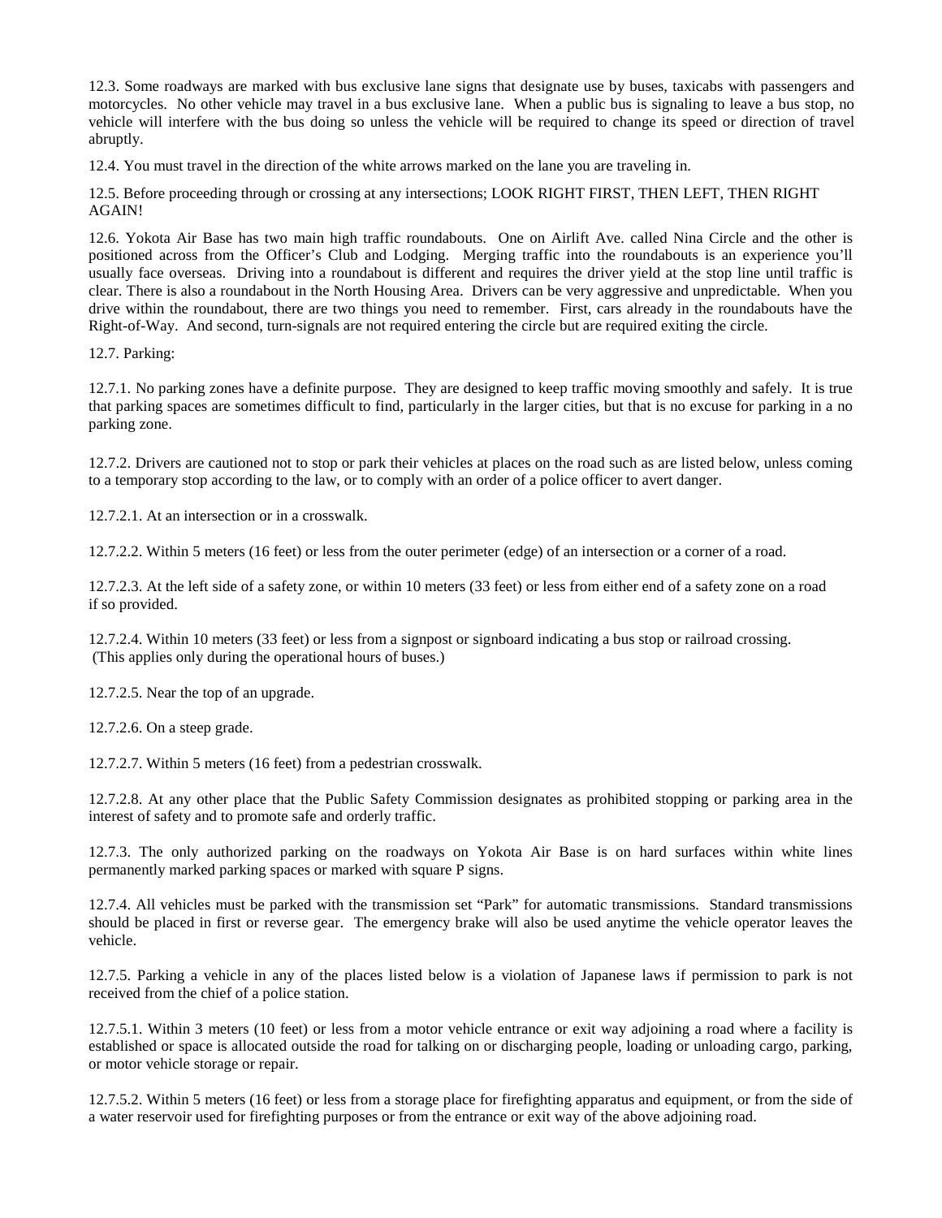12.3. Some roadways are marked with bus exclusive lane signs that designate use by buses, taxicabs with passengers and motorcycles. No other vehicle may travel in a bus exclusive lane. When a public bus is signaling to leave a bus stop, no vehicle will interfere with the bus doing so unless the vehicle will be required to change its speed or direction of travel abruptly.

12.4. You must travel in the direction of the white arrows marked on the lane you are traveling in.

12.5. Before proceeding through or crossing at any intersections; LOOK RIGHT FIRST, THEN LEFT, THEN RIGHT AGAIN!

12.6. Yokota Air Base has two main high traffic roundabouts. One on Airlift Ave. called Nina Circle and the other is positioned across from the Officer's Club and Lodging. Merging traffic into the roundabouts is an experience you'll usually face overseas. Driving into a roundabout is different and requires the driver yield at the stop line until traffic is clear. There is also a roundabout in the North Housing Area. Drivers can be very aggressive and unpredictable. When you drive within the roundabout, there are two things you need to remember. First, cars already in the roundabouts have the Right-of-Way. And second, turn-signals are not required entering the circle but are required exiting the circle.

12.7. Parking:

12.7.1. No parking zones have a definite purpose. They are designed to keep traffic moving smoothly and safely. It is true that parking spaces are sometimes difficult to find, particularly in the larger cities, but that is no excuse for parking in a no parking zone.

12.7.2. Drivers are cautioned not to stop or park their vehicles at places on the road such as are listed below, unless coming to a temporary stop according to the law, or to comply with an order of a police officer to avert danger.

12.7.2.1. At an intersection or in a crosswalk.

12.7.2.2. Within 5 meters (16 feet) or less from the outer perimeter (edge) of an intersection or a corner of a road.

12.7.2.3. At the left side of a safety zone, or within 10 meters (33 feet) or less from either end of a safety zone on a road if so provided.

12.7.2.4. Within 10 meters (33 feet) or less from a signpost or signboard indicating a bus stop or railroad crossing. (This applies only during the operational hours of buses.)

12.7.2.5. Near the top of an upgrade.

12.7.2.6. On a steep grade.

12.7.2.7. Within 5 meters (16 feet) from a pedestrian crosswalk.

12.7.2.8. At any other place that the Public Safety Commission designates as prohibited stopping or parking area in the interest of safety and to promote safe and orderly traffic.

12.7.3. The only authorized parking on the roadways on Yokota Air Base is on hard surfaces within white lines permanently marked parking spaces or marked with square P signs.

12.7.4. All vehicles must be parked with the transmission set "Park" for automatic transmissions. Standard transmissions should be placed in first or reverse gear. The emergency brake will also be used anytime the vehicle operator leaves the vehicle.

12.7.5. Parking a vehicle in any of the places listed below is a violation of Japanese laws if permission to park is not received from the chief of a police station.

12.7.5.1. Within 3 meters (10 feet) or less from a motor vehicle entrance or exit way adjoining a road where a facility is established or space is allocated outside the road for talking on or discharging people, loading or unloading cargo, parking, or motor vehicle storage or repair.

12.7.5.2. Within 5 meters (16 feet) or less from a storage place for firefighting apparatus and equipment, or from the side of a water reservoir used for firefighting purposes or from the entrance or exit way of the above adjoining road.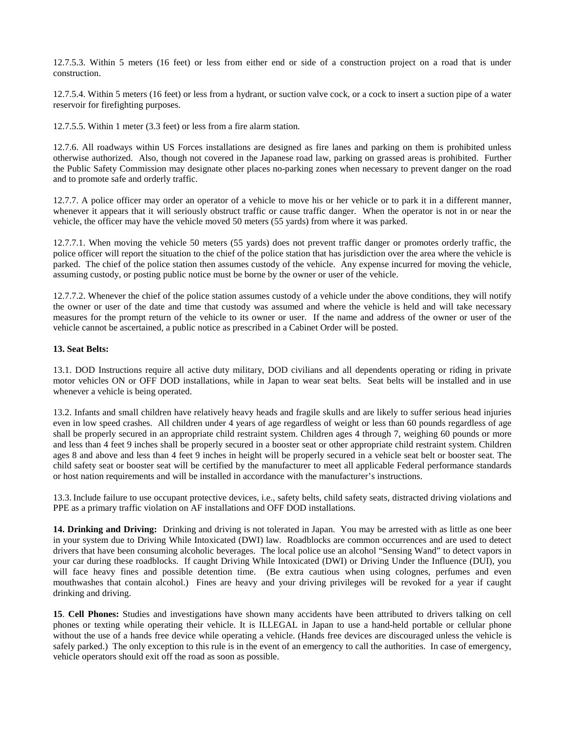12.7.5.3. Within 5 meters (16 feet) or less from either end or side of a construction project on a road that is under construction.

12.7.5.4. Within 5 meters (16 feet) or less from a hydrant, or suction valve cock, or a cock to insert a suction pipe of a water reservoir for firefighting purposes.

12.7.5.5. Within 1 meter (3.3 feet) or less from a fire alarm station.

12.7.6. All roadways within US Forces installations are designed as fire lanes and parking on them is prohibited unless otherwise authorized. Also, though not covered in the Japanese road law, parking on grassed areas is prohibited. Further the Public Safety Commission may designate other places no-parking zones when necessary to prevent danger on the road and to promote safe and orderly traffic.

12.7.7. A police officer may order an operator of a vehicle to move his or her vehicle or to park it in a different manner, whenever it appears that it will seriously obstruct traffic or cause traffic danger. When the operator is not in or near the vehicle, the officer may have the vehicle moved 50 meters (55 yards) from where it was parked.

12.7.7.1. When moving the vehicle 50 meters (55 yards) does not prevent traffic danger or promotes orderly traffic, the police officer will report the situation to the chief of the police station that has jurisdiction over the area where the vehicle is parked. The chief of the police station then assumes custody of the vehicle. Any expense incurred for moving the vehicle, assuming custody, or posting public notice must be borne by the owner or user of the vehicle.

12.7.7.2. Whenever the chief of the police station assumes custody of a vehicle under the above conditions, they will notify the owner or user of the date and time that custody was assumed and where the vehicle is held and will take necessary measures for the prompt return of the vehicle to its owner or user. If the name and address of the owner or user of the vehicle cannot be ascertained, a public notice as prescribed in a Cabinet Order will be posted.

**13. Seat Belts:**

13.1. DOD Instructions require all active duty military, DOD civilians and all dependents operating or riding in private motor vehicles ON or OFF DOD installations, while in Japan to wear seat belts. Seat belts will be installed and in use whenever a vehicle is being operated.

13.2. Infants and small children have relatively heavy heads and fragile skulls and are likely to suffer serious head injuries even in low speed crashes. All children under 4 years of age regardless of weight or less than 60 pounds regardless of age shall be properly secured in an appropriate child restraint system. Children ages 4 through 7, weighing 60 pounds or more and less than 4 feet 9 inches shall be properly secured in a booster seat or other appropriate child restraint system. Children ages 8 and above and less than 4 feet 9 inches in height will be properly secured in a vehicle seat belt or booster seat. The child safety seat or booster seat will be certified by the manufacturer to meet all applicable Federal performance standards or host nation requirements and will be installed in accordance with the manufacturer's instructions.

13.3. Include failure to use occupant protective devices, i.e., safety belts, child safety seats, distracted driving violations and PPE as a primary traffic violation on AF installations and OFF DOD installations.

**14. Drinking and Driving:** Drinking and driving is not tolerated in Japan. You may be arrested with as little as one beer in your system due to Driving While Intoxicated (DWI) law. Roadblocks are common occurrences and are used to detect drivers that have been consuming alcoholic beverages. The local police use an alcohol "Sensing Wand" to detect vapors in your car during these roadblocks. If caught Driving While Intoxicated (DWI) or Driving Under the Influence (DUI), you will face heavy fines and possible detention time. (Be extra cautious when using colognes, perfumes and even mouthwashes that contain alcohol.) Fines are heavy and your driving privileges will be revoked for a year if caught drinking and driving.

**15**. **Cell Phones:** Studies and investigations have shown many accidents have been attributed to drivers talking on cell phones or texting while operating their vehicle. It is ILLEGAL in Japan to use a hand-held portable or cellular phone without the use of a hands free device while operating a vehicle. (Hands free devices are discouraged unless the vehicle is safely parked.) The only exception to this rule is in the event of an emergency to call the authorities. In case of emergency, vehicle operators should exit off the road as soon as possible.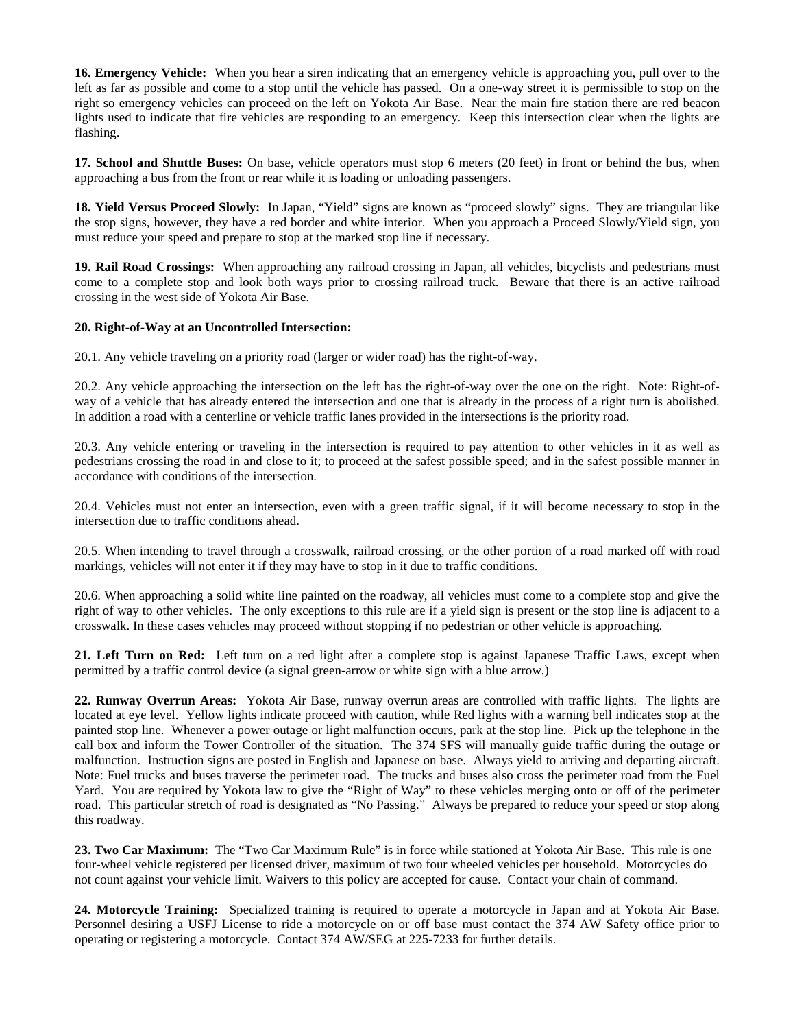**16. Emergency Vehicle:** When you hear a siren indicating that an emergency vehicle is approaching you, pull over to the left as far as possible and come to a stop until the vehicle has passed. On a one-way street it is permissible to stop on the right so emergency vehicles can proceed on the left on Yokota Air Base. Near the main fire station there are red beacon lights used to indicate that fire vehicles are responding to an emergency. Keep this intersection clear when the lights are flashing.

**17. School and Shuttle Buses:** On base, vehicle operators must stop 6 meters (20 feet) in front or behind the bus, when approaching a bus from the front or rear while it is loading or unloading passengers.

**18. Yield Versus Proceed Slowly:** In Japan, "Yield" signs are known as "proceed slowly" signs. They are triangular like the stop signs, however, they have a red border and white interior. When you approach a Proceed Slowly/Yield sign, you must reduce your speed and prepare to stop at the marked stop line if necessary.

**19. Rail Road Crossings:** When approaching any railroad crossing in Japan, all vehicles, bicyclists and pedestrians must come to a complete stop and look both ways prior to crossing railroad truck. Beware that there is an active railroad crossing in the west side of Yokota Air Base.

**20. Right-of-Way at an Uncontrolled Intersection:**

20.1. Any vehicle traveling on a priority road (larger or wider road) has the right-of-way.

20.2. Any vehicle approaching the intersection on the left has the right-of-way over the one on the right. Note: Right-of-way of a vehicle that has already entered the intersection and one that is already in the process of a right turn is abolished. In addition a road with a centerline or vehicle traffic lanes provided in the intersections is the priority road.

20.3. Any vehicle entering or traveling in the intersection is required to pay attention to other vehicles in it as well as pedestrians crossing the road in and close to it; to proceed at the safest possible speed; and in the safest possible manner in accordance with conditions of the intersection.

20.4. Vehicles must not enter an intersection, even with a green traffic signal, if it will become necessary to stop in the intersection due to traffic conditions ahead.

20.5. When intending to travel through a crosswalk, railroad crossing, or the other portion of a road marked off with road markings, vehicles will not enter it if they may have to stop in it due to traffic conditions.

20.6. When approaching a solid white line painted on the roadway, all vehicles must come to a complete stop and give the right of way to other vehicles. The only exceptions to this rule are if a yield sign is present or the stop line is adjacent to a crosswalk. In these cases vehicles may proceed without stopping if no pedestrian or other vehicle is approaching.

**21. Left Turn on Red:** Left turn on a red light after a complete stop is against Japanese Traffic Laws, except when permitted by a traffic control device (a signal green-arrow or white sign with a blue arrow.)

**22. Runway Overrun Areas:** Yokota Air Base, runway overrun areas are controlled with traffic lights. The lights are located at eye level. Yellow lights indicate proceed with caution, while Red lights with a warning bell indicates stop at the painted stop line. Whenever a power outage or light malfunction occurs, park at the stop line. Pick up the telephone in the call box and inform the Tower Controller of the situation. The 374 SFS will manually guide traffic during the outage or malfunction. Instruction signs are posted in English and Japanese on base. Always yield to arriving and departing aircraft. Note: Fuel trucks and buses traverse the perimeter road. The trucks and buses also cross the perimeter road from the Fuel Yard. You are required by Yokota law to give the "Right of Way" to these vehicles merging onto or off of the perimeter road. This particular stretch of road is designated as "No Passing." Always be prepared to reduce your speed or stop along this roadway.

**23. Two Car Maximum:** The "Two Car Maximum Rule" is in force while stationed at Yokota Air Base. This rule is one four-wheel vehicle registered per licensed driver, maximum of two four wheeled vehicles per household. Motorcycles do not count against your vehicle limit. Waivers to this policy are accepted for cause. Contact your chain of command.

**24. Motorcycle Training:** Specialized training is required to operate a motorcycle in Japan and at Yokota Air Base. Personnel desiring a USFJ License to ride a motorcycle on or off base must contact the 374 AW Safety office prior to operating or registering a motorcycle. Contact 374 AW/SEG at 225-7233 for further details.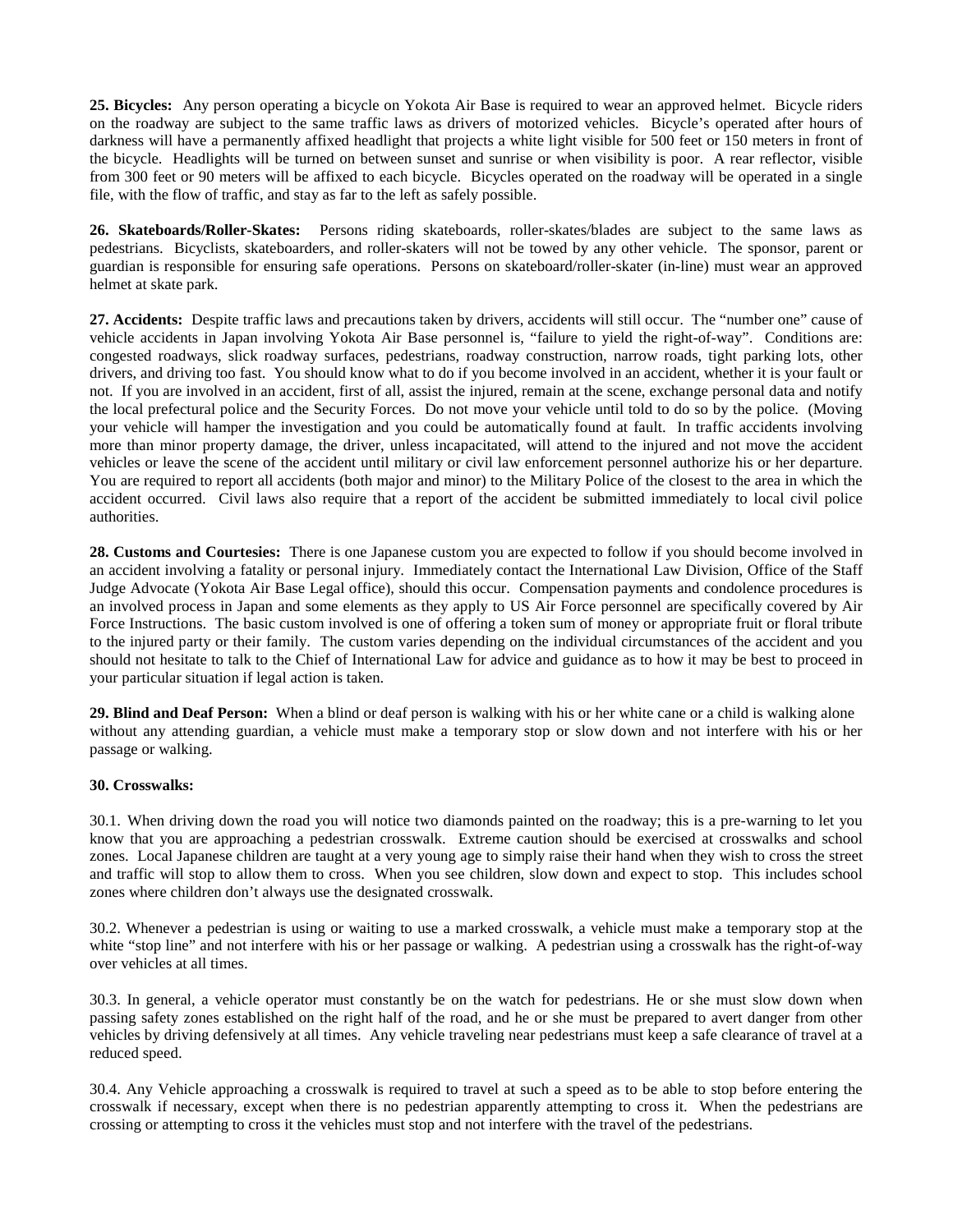**25. Bicycles:** Any person operating a bicycle on Yokota Air Base is required to wear an approved helmet. Bicycle riders on the roadway are subject to the same traffic laws as drivers of motorized vehicles. Bicycle's operated after hours of darkness will have a permanently affixed headlight that projects a white light visible for 500 feet or 150 meters in front of the bicycle. Headlights will be turned on between sunset and sunrise or when visibility is poor. A rear reflector, visible from 300 feet or 90 meters will be affixed to each bicycle. Bicycles operated on the roadway will be operated in a single file, with the flow of traffic, and stay as far to the left as safely possible.

**26. Skateboards/Roller-Skates:** Persons riding skateboards, roller-skates/blades are subject to the same laws as pedestrians. Bicyclists, skateboarders, and roller-skaters will not be towed by any other vehicle. The sponsor, parent or guardian is responsible for ensuring safe operations. Persons on skateboard/roller-skater (in-line) must wear an approved helmet at skate park.

**27. Accidents:** Despite traffic laws and precautions taken by drivers, accidents will still occur. The "number one" cause of vehicle accidents in Japan involving Yokota Air Base personnel is, "failure to yield the right-of-way". Conditions are: congested roadways, slick roadway surfaces, pedestrians, roadway construction, narrow roads, tight parking lots, other drivers, and driving too fast. You should know what to do if you become involved in an accident, whether it is your fault or not. If you are involved in an accident, first of all, assist the injured, remain at the scene, exchange personal data and notify the local prefectural police and the Security Forces. Do not move your vehicle until told to do so by the police. (Moving your vehicle will hamper the investigation and you could be automatically found at fault. In traffic accidents involving more than minor property damage, the driver, unless incapacitated, will attend to the injured and not move the accident vehicles or leave the scene of the accident until military or civil law enforcement personnel authorize his or her departure. You are required to report all accidents (both major and minor) to the Military Police of the closest to the area in which the accident occurred. Civil laws also require that a report of the accident be submitted immediately to local civil police authorities.

**28. Customs and Courtesies:** There is one Japanese custom you are expected to follow if you should become involved in an accident involving a fatality or personal injury. Immediately contact the International Law Division, Office of the Staff Judge Advocate (Yokota Air Base Legal office), should this occur. Compensation payments and condolence procedures is an involved process in Japan and some elements as they apply to US Air Force personnel are specifically covered by Air Force Instructions. The basic custom involved is one of offering a token sum of money or appropriate fruit or floral tribute to the injured party or their family. The custom varies depending on the individual circumstances of the accident and you should not hesitate to talk to the Chief of International Law for advice and guidance as to how it may be best to proceed in your particular situation if legal action is taken.

**29. Blind and Deaf Person:** When a blind or deaf person is walking with his or her white cane or a child is walking alone without any attending guardian, a vehicle must make a temporary stop or slow down and not interfere with his or her passage or walking.

**30. Crosswalks:**

30.1. When driving down the road you will notice two diamonds painted on the roadway; this is a pre-warning to let you know that you are approaching a pedestrian crosswalk. Extreme caution should be exercised at crosswalks and school zones. Local Japanese children are taught at a very young age to simply raise their hand when they wish to cross the street and traffic will stop to allow them to cross. When you see children, slow down and expect to stop. This includes school zones where children don't always use the designated crosswalk.

30.2. Whenever a pedestrian is using or waiting to use a marked crosswalk, a vehicle must make a temporary stop at the white "stop line" and not interfere with his or her passage or walking. A pedestrian using a crosswalk has the right-of-way over vehicles at all times.

30.3. In general, a vehicle operator must constantly be on the watch for pedestrians. He or she must slow down when passing safety zones established on the right half of the road, and he or she must be prepared to avert danger from other vehicles by driving defensively at all times. Any vehicle traveling near pedestrians must keep a safe clearance of travel at a reduced speed.

30.4. Any Vehicle approaching a crosswalk is required to travel at such a speed as to be able to stop before entering the crosswalk if necessary, except when there is no pedestrian apparently attempting to cross it. When the pedestrians are crossing or attempting to cross it the vehicles must stop and not interfere with the travel of the pedestrians.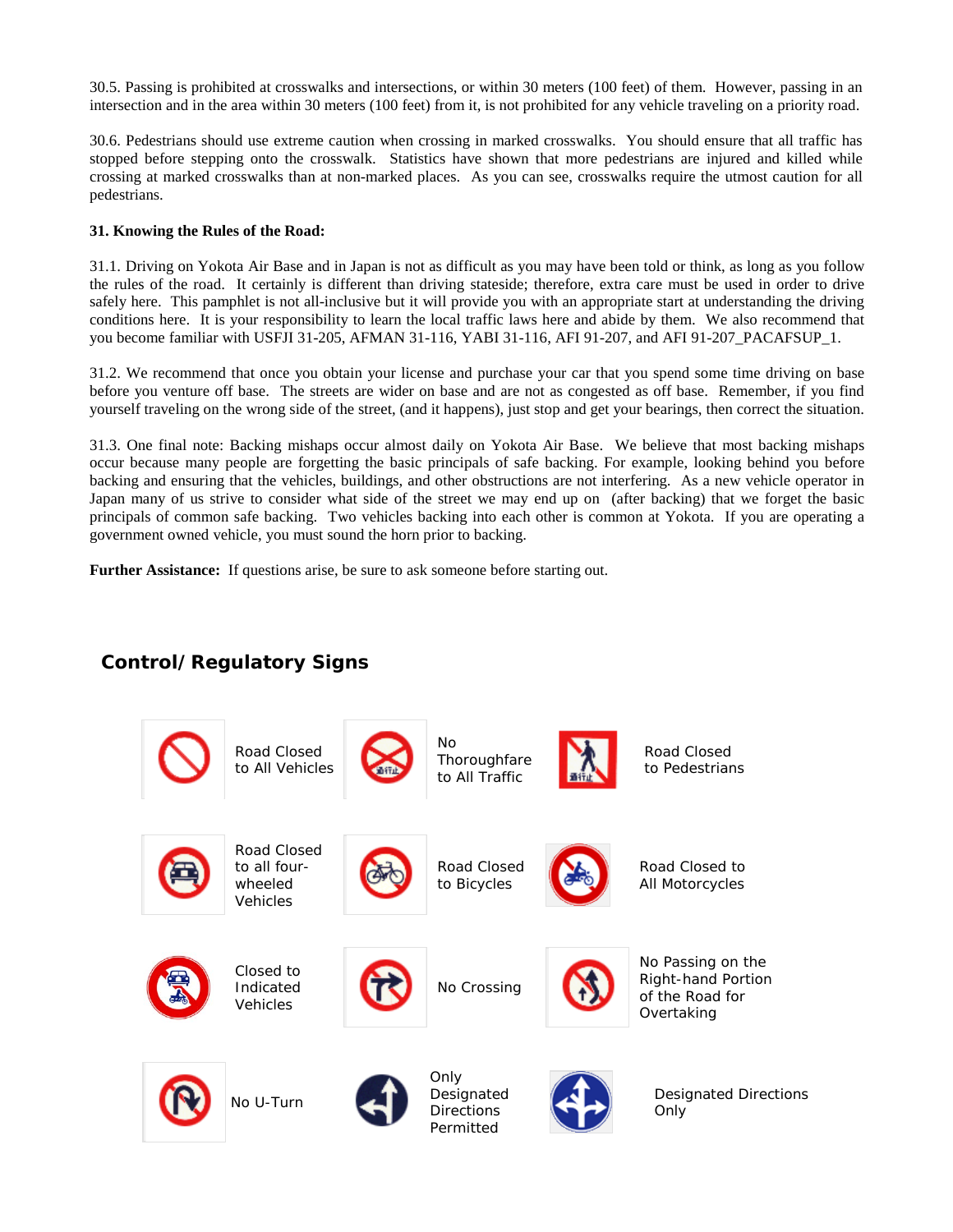30.5. Passing is prohibited at crosswalks and intersections, or within 30 meters (100 feet) of them. However, passing in an intersection and in the area within 30 meters (100 feet) from it, is not prohibited for any vehicle traveling on a priority road.

30.6. Pedestrians should use extreme caution when crossing in marked crosswalks. You should ensure that all traffic has stopped before stepping onto the crosswalk. Statistics have shown that more pedestrians are injured and killed while crossing at marked crosswalks than at non-marked places. As you can see, crosswalks require the utmost caution for all pedestrians.

**31. Knowing the Rules of the Road:**

31.1. Driving on Yokota Air Base and in Japan is not as difficult as you may have been told or think, as long as you follow the rules of the road. It certainly is different than driving stateside; therefore, extra care must be used in order to drive safely here. This pamphlet is not all-inclusive but it will provide you with an appropriate start at understanding the driving conditions here. It is your responsibility to learn the local traffic laws here and abide by them. We also recommend that you become familiar with USFJI 31-205, AFMAN 31-116, YABI 31-116, AFI 91-207, and AFI 91-207_PACAFSUP_1.

31.2. We recommend that once you obtain your license and purchase your car that you spend some time driving on base before you venture off base. The streets are wider on base and are not as congested as off base. Remember, if you find yourself traveling on the wrong side of the street, (and it happens), just stop and get your bearings, then correct the situation.

31.3. One final note: Backing mishaps occur almost daily on Yokota Air Base. We believe that most backing mishaps occur because many people are forgetting the basic principals of safe backing. For example, looking behind you before backing and ensuring that the vehicles, buildings, and other obstructions are not interfering. As a new vehicle operator in Japan many of us strive to consider what side of the street we may end up on (after backing) that we forget the basic principals of common safe backing. Two vehicles backing into each other is common at Yokota. If you are operating a government owned vehicle, you must sound the horn prior to backing.

**Further Assistance:** If questions arise, be sure to ask someone before starting out.

## Control/ Regulatory Signs

Road Closed to All Vehicles

No Thoroughfare to All Traffic

Road Closed to Pedestrians

Road Closed to all four-wheeled Vehicles

Road Closed to Bicycles

Road Closed to All Motorcycles

Closed to Indicated Vehicles

No Crossing

No Passing on the Right-hand Portion of the Road for Overtaking

No U-Turn

Only Designated Directions Permitted

Designated Directions Only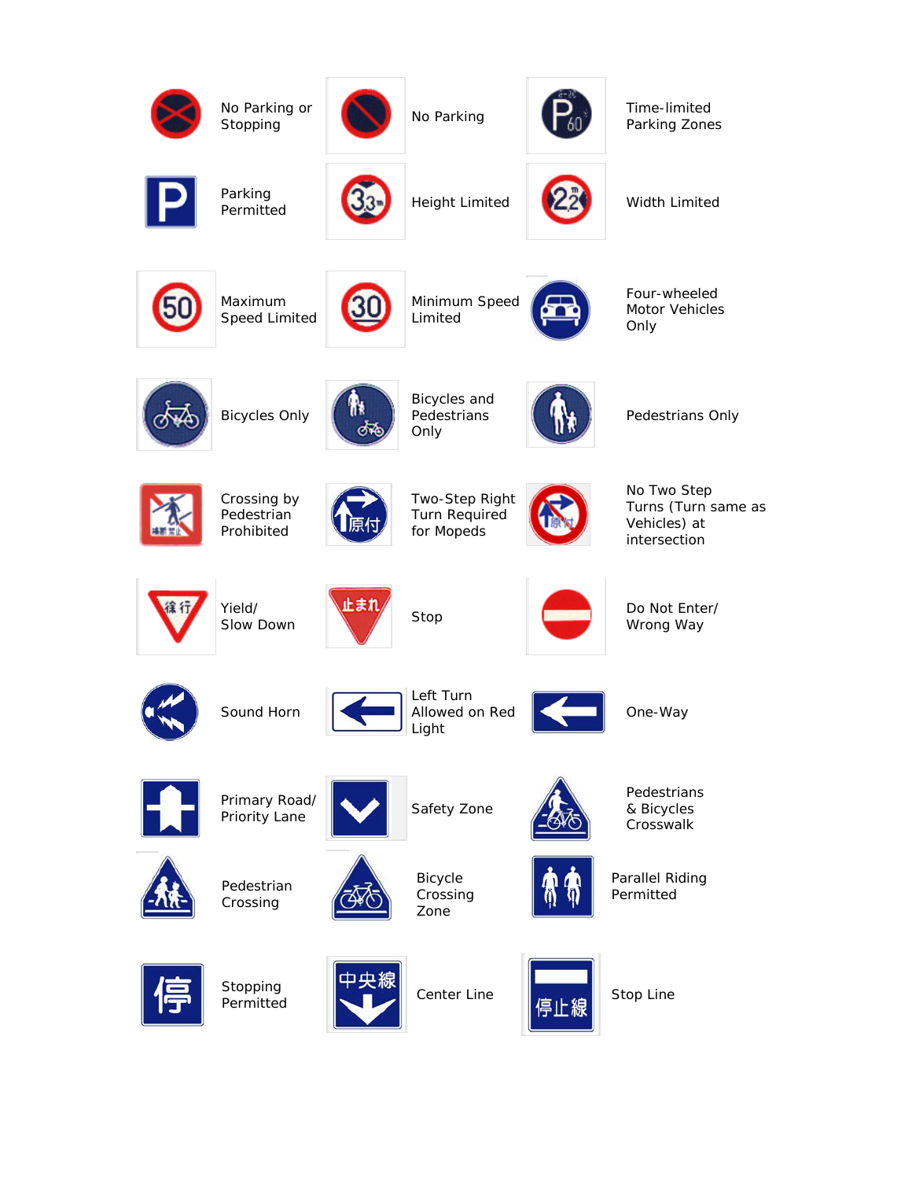| | | | | | |
|---|---|---|---|---|---|
| | No Parking or Stopping | | No Parking | | Time-limited Parking Zones |
| | Parking Permitted | | Height Limited | | Width Limited |
| | Maximum Speed Limited | | Minimum Speed Limited | | Four-wheeled Motor Vehicles Only |
| | Bicycles Only | | Bicycles and Pedestrians Only | | Pedestrians Only |
| | Crossing by Pedestrian Prohibited | | Two-Step Right Turn Required for Mopeds | | No Two Step Turns (Turn same as Vehicles) at intersection |
| | Yield/ Slow Down | | Stop | | Do Not Enter/ Wrong Way |
| | Sound Horn | | Left Turn Allowed on Red Light | | One-Way |
| | Primary Road/ Priority Lane | | Safety Zone | | Pedestrians & Bicycles Crosswalk |
| | Pedestrian Crossing | | Bicycle Crossing Zone | | Parallel Riding Permitted |
| | Stopping Permitted | | Center Line | | Stop Line |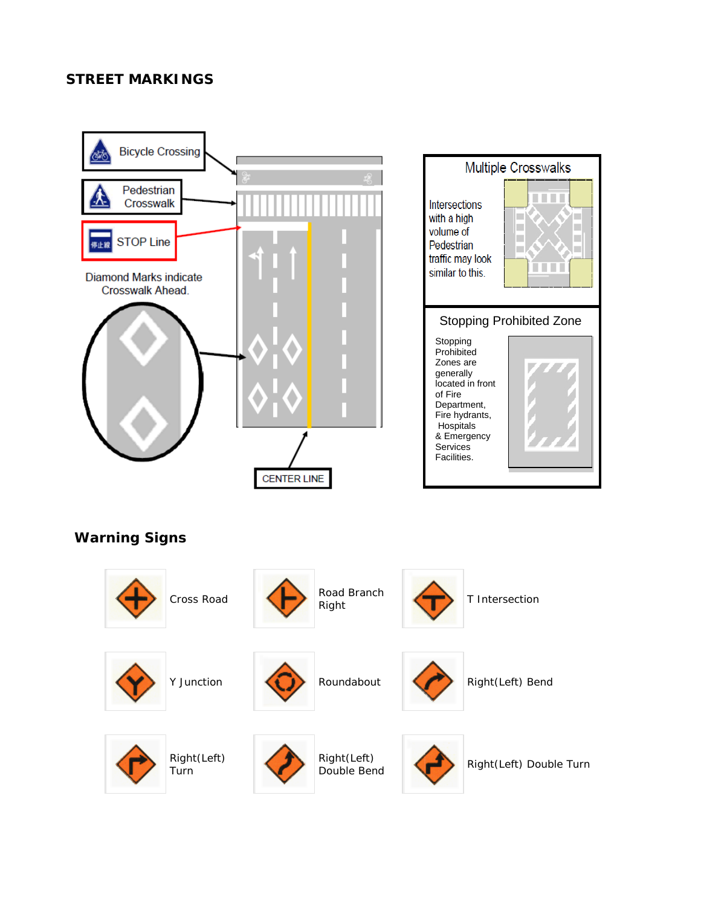## STREET MARKINGS

Bicycle Crossing

Pedestrian Crosswalk

STOP Line

Diamond Marks indicate Crosswalk Ahead.

CENTER LINE

**Multiple Crosswalks**

Intersections with a high volume of Pedestrian traffic may look similar to this.

**Stopping Prohibited Zone**

Stopping Prohibited Zones are generally located in front of Fire Department, Fire hydrants, Hospitals & Emergency Services Facilities.

## Warning Signs

Cross Road

Road Branch Right

T Intersection

Y Junction

Roundabout

Right(Left) Bend

Right(Left) Turn

Right(Left) Double Bend

Right(Left) Double Turn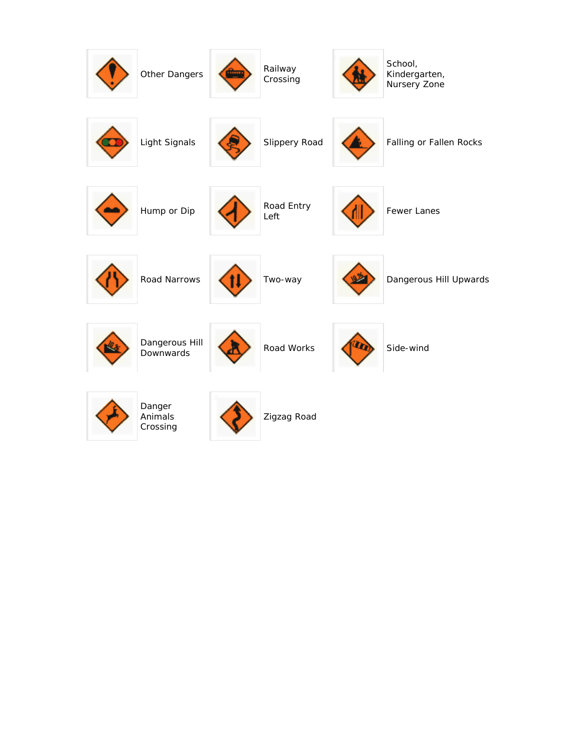Other Dangers

Railway Crossing

School, Kindergarten, Nursery Zone

Light Signals

Slippery Road

Falling or Fallen Rocks

Hump or Dip

Road Entry Left

Fewer Lanes

Road Narrows

Two-way

Dangerous Hill Upwards

Dangerous Hill Downwards

Road Works

Side-wind

Danger Animals Crossing

Zigzag Road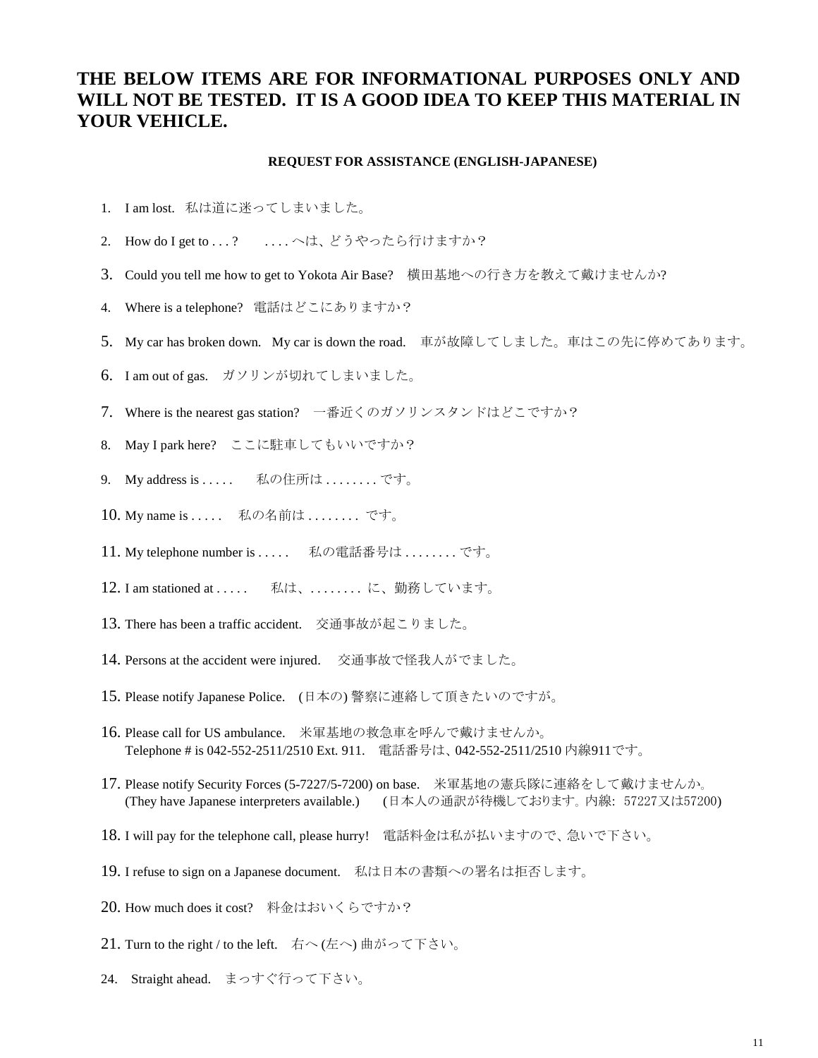# THE BELOW ITEMS ARE FOR INFORMATIONAL PURPOSES ONLY AND WILL NOT BE TESTED. IT IS A GOOD IDEA TO KEEP THIS MATERIAL IN YOUR VEHICLE.

### REQUEST FOR ASSISTANCE (ENGLISH-JAPANESE)

1. I am lost. 私は道に迷ってしまいました。
2. How do I get to . . . ? . . . . へは、どうやったら行けますか？
3. Could you tell me how to get to Yokota Air Base? 横田基地への行き方を教えて戴けませんか?
4. Where is a telephone? 電話はどこにありますか？
5. My car has broken down. My car is down the road. 車が故障してしまいました。車はこの先に停めてあります。
6. I am out of gas. ガソリンが切れてしまいました。
7. Where is the nearest gas station? 一番近くのガソリンスタンドはどこですか？
8. May I park here? ここに駐車してもいいですか？
9. My address is . . . . . 私の住所は . . . . . . . . です。
10. My name is . . . . . 私の名前は . . . . . . . . です。
11. My telephone number is . . . . . 私の電話番号は . . . . . . . . です。
12. I am stationed at . . . . . 私は、. . . . . . . . に、勤務しています。
13. There has been a traffic accident. 交通事故が起こりました。
14. Persons at the accident were injured. 交通事故で怪我人がでました。
15. Please notify Japanese Police. (日本の) 警察に連絡して頂きたいのですが。
16. Please call for US ambulance. 米軍基地の救急車を呼んで戴けませんか。
    Telephone # is 042-552-2511/2510 Ext. 911. 電話番号は、042-552-2511/2510 内線911です。
17. Please notify Security Forces (5-7227/5-7200) on base. 米軍基地の憲兵隊に連絡をして戴けませんか。
    (They have Japanese interpreters available.) (日本人の通訳が待機しております。内線: 57227又は57200)
18. I will pay for the telephone call, please hurry! 電話料金は私が払いますので、急いで下さい。
19. I refuse to sign on a Japanese document. 私は日本の書類への署名は拒否します。
20. How much does it cost? 料金はおいくらですか？
21. Turn to the right / to the left. 右へ (左へ) 曲がって下さい。

24. Straight ahead. まっすぐ行って下さい。